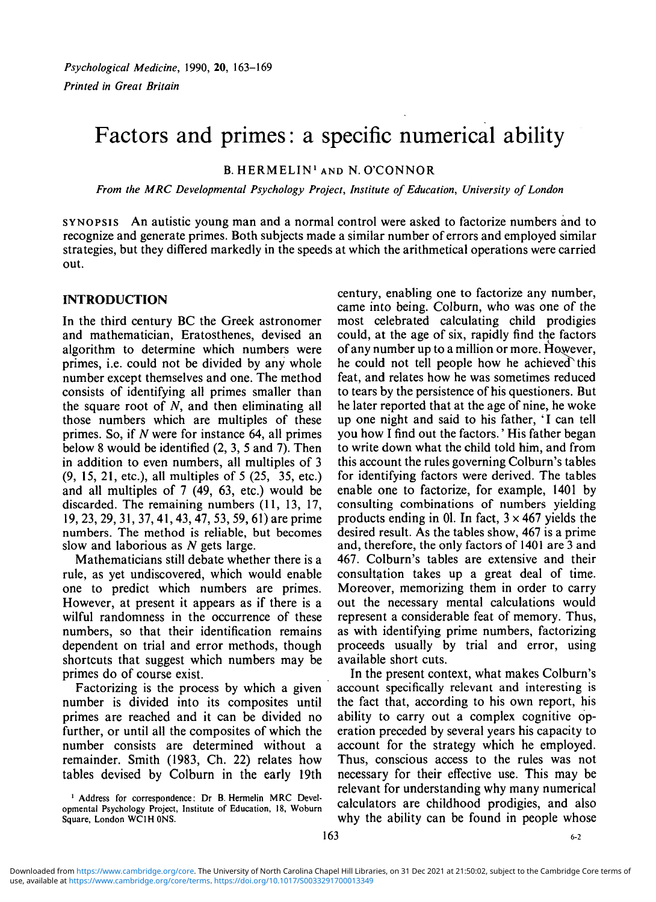# Factors and primes: a specific numerical ability

B. HERMELIN[1] AND N. O'CONNOR

*From the MRC Developmental Psychology Project, Institute of Education, University of London*

SYNOPSIS An autistic young man and a normal control were asked to factorize numbers and to recognize and generate primes. Both subjects made a similar number of errors and employed similar strategies, but they differed markedly in the speeds at which the arithmetical operations were carried out.

## INTRODUCTION

In the third century BC the Greek astronomer and mathematician, Eratosthenes, devised an algorithm to determine which numbers were primes, i.e. could not be divided by any whole number except themselves and one. The method consists of identifying all primes smaller than the square root of $N$, and then eliminating all those numbers which are multiples of these primes. So, if $N$ were for instance 64, all primes below 8 would be identified (2, 3, 5 and 7). Then in addition to even numbers, all multiples of 3 (9, 15, 21, etc.), all multiples of 5 (25, 35, etc.) and all multiples of 7 (49, 63, etc.) would be discarded. The remaining numbers (11, 13, 17, 19, 23, 29, 31, 37, 41, 43, 47, 53, 59, 61) are prime numbers. The method is reliable, but becomes slow and laborious as $N$ gets large.

Mathematicians still debate whether there is a rule, as yet undiscovered, which would enable one to predict which numbers are primes. However, at present it appears as if there is a wilful randomness in the occurrence of these numbers, so that their identification remains dependent on trial and error methods, though shortcuts that suggest which numbers may be primes do of course exist.

Factorizing is the process by which a given number is divided into its composites until primes are reached and it can be divided no further, or until all the composites of which the number consists are determined without a remainder. Smith (1983, Ch. 22) relates how tables devised by Colburn in the early 19th century, enabling one to factorize any number, came into being. Colburn, who was one of the most celebrated calculating child prodigies could, at the age of six, rapidly find the factors of any number up to a million or more. However, he could not tell people how he achieved this feat, and relates how he was sometimes reduced to tears by the persistence of his questioners. But he later reported that at the age of nine, he woke up one night and said to his father, 'I can tell you how I find out the factors.' His father began to write down what the child told him, and from this account the rules governing Colburn's tables for identifying factors were derived. The tables enable one to factorize, for example, 1401 by consulting combinations of numbers yielding products ending in 01. In fact, $3 \times 467$ yields the desired result. As the tables show, 467 is a prime and, therefore, the only factors of 1401 are 3 and 467. Colburn's tables are extensive and their consultation takes up a great deal of time. Moreover, memorizing them in order to carry out the necessary mental calculations would represent a considerable feat of memory. Thus, as with identifying prime numbers, factorizing proceeds usually by trial and error, using available short cuts.

In the present context, what makes Colburn's account specifically relevant and interesting is the fact that, according to his own report, his ability to carry out a complex cognitive operation preceded by several years his capacity to account for the strategy which he employed. Thus, conscious access to the rules was not necessary for their effective use. This may be relevant for understanding why many numerical calculators are childhood prodigies, and also why the ability can be found in people whose

[1] Address for correspondence: Dr B. Hermelin MRC Developmental Psychology Project, Institute of Education, 18, Woburn Square, London WC1H 0NS.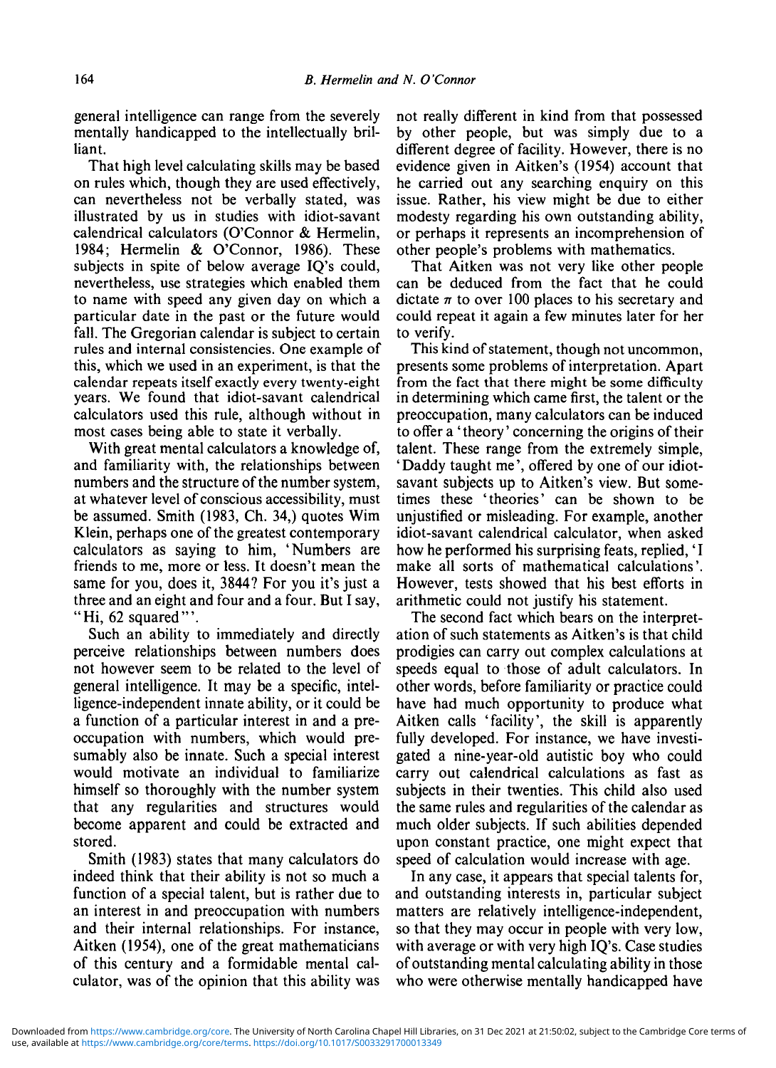general intelligence can range from the severely mentally handicapped to the intellectually brilliant.

That high level calculating skills may be based on rules which, though they are used effectively, can nevertheless not be verbally stated, was illustrated by us in studies with idiot-savant calendrical calculators (O'Connor & Hermelin, 1984; Hermelin & O'Connor, 1986). These subjects in spite of below average IQ's could, nevertheless, use strategies which enabled them to name with speed any given day on which a particular date in the past or the future would fall. The Gregorian calendar is subject to certain rules and internal consistencies. One example of this, which we used in an experiment, is that the calendar repeats itself exactly every twenty-eight years. We found that idiot-savant calendrical calculators used this rule, although without in most cases being able to state it verbally.

With great mental calculators a knowledge of, and familiarity with, the relationships between numbers and the structure of the number system, at whatever level of conscious accessibility, must be assumed. Smith (1983, Ch. 34,) quotes Wim Klein, perhaps one of the greatest contemporary calculators as saying to him, 'Numbers are friends to me, more or less. It doesn't mean the same for you, does it, 3844? For you it's just a three and an eight and four and a four. But I say, "Hi, 62 squared"'.

Such an ability to immediately and directly perceive relationships between numbers does not however seem to be related to the level of general intelligence. It may be a specific, intelligence-independent innate ability, or it could be a function of a particular interest in and a preoccupation with numbers, which would presumably also be innate. Such a special interest would motivate an individual to familiarize himself so thoroughly with the number system that any regularities and structures would become apparent and could be extracted and stored.

Smith (1983) states that many calculators do indeed think that their ability is not so much a function of a special talent, but is rather due to an interest in and preoccupation with numbers and their internal relationships. For instance, Aitken (1954), one of the great mathematicians of this century and a formidable mental calculator, was of the opinion that this ability was not really different in kind from that possessed by other people, but was simply due to a different degree of facility. However, there is no evidence given in Aitken's (1954) account that he carried out any searching enquiry on this issue. Rather, his view might be due to either modesty regarding his own outstanding ability, or perhaps it represents an incomprehension of other people's problems with mathematics.

That Aitken was not very like other people can be deduced from the fact that he could dictate $\pi$ to over 100 places to his secretary and could repeat it again a few minutes later for her to verify.

This kind of statement, though not uncommon, presents some problems of interpretation. Apart from the fact that there might be some difficulty in determining which came first, the talent or the preoccupation, many calculators can be induced to offer a 'theory' concerning the origins of their talent. These range from the extremely simple, 'Daddy taught me', offered by one of our idiot-savant subjects up to Aitken's view. But sometimes these 'theories' can be shown to be unjustified or misleading. For example, another idiot-savant calendrical calculator, when asked how he performed his surprising feats, replied, 'I make all sorts of mathematical calculations'. However, tests showed that his best efforts in arithmetic could not justify his statement.

The second fact which bears on the interpretation of such statements as Aitken's is that child prodigies can carry out complex calculations at speeds equal to those of adult calculators. In other words, before familiarity or practice could have had much opportunity to produce what Aitken calls 'facility', the skill is apparently fully developed. For instance, we have investigated a nine-year-old autistic boy who could carry out calendrical calculations as fast as subjects in their twenties. This child also used the same rules and regularities of the calendar as much older subjects. If such abilities depended upon constant practice, one might expect that speed of calculation would increase with age.

In any case, it appears that special talents for, and outstanding interests in, particular subject matters are relatively intelligence-independent, so that they may occur in people with very low, with average or with very high IQ's. Case studies of outstanding mental calculating ability in those who were otherwise mentally handicapped have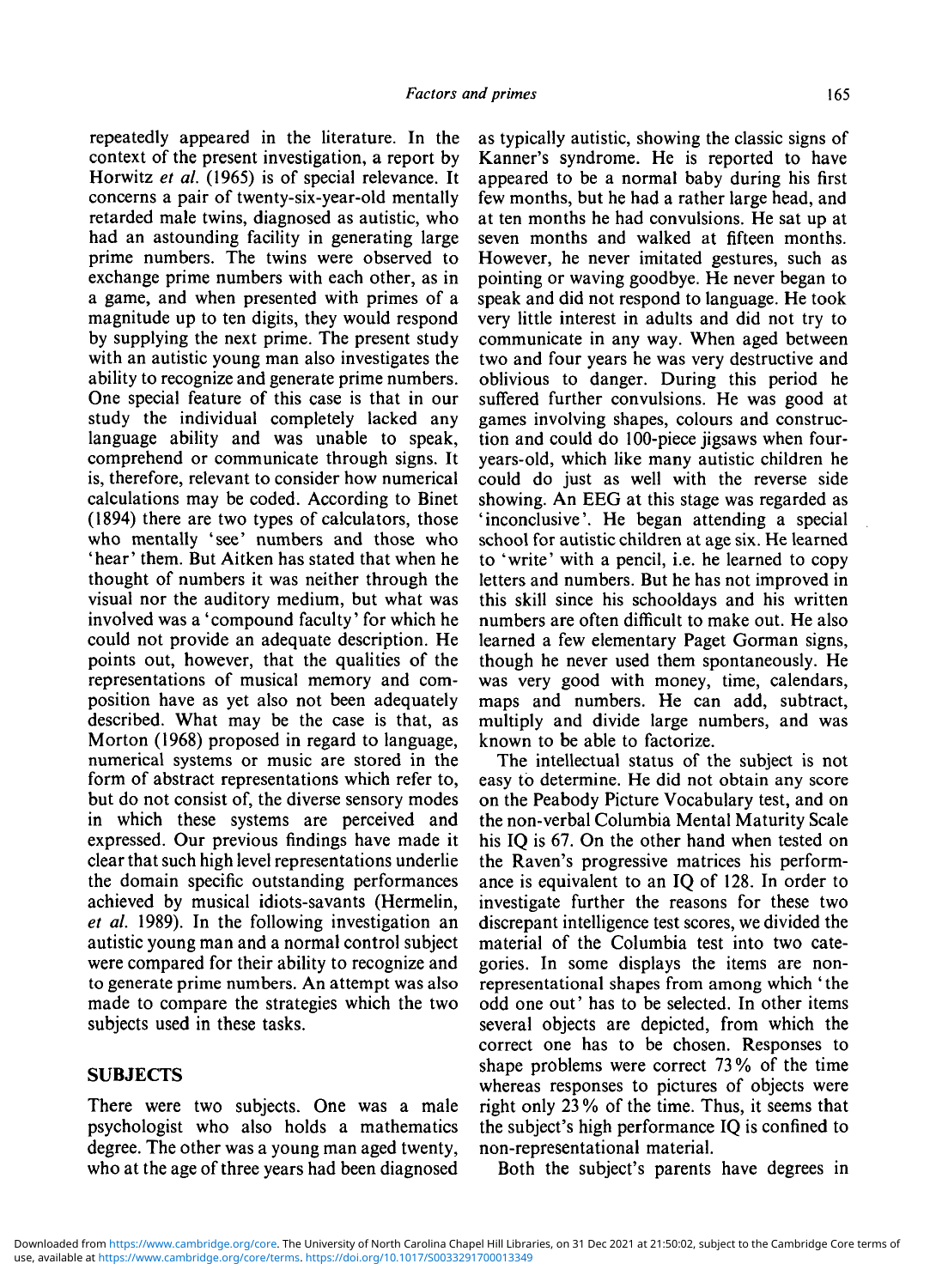repeatedly appeared in the literature. In the context of the present investigation, a report by Horwitz *et al.* (1965) is of special relevance. It concerns a pair of twenty-six-year-old mentally retarded male twins, diagnosed as autistic, who had an astounding facility in generating large prime numbers. The twins were observed to exchange prime numbers with each other, as in a game, and when presented with primes of a magnitude up to ten digits, they would respond by supplying the next prime. The present study with an autistic young man also investigates the ability to recognize and generate prime numbers. One special feature of this case is that in our study the individual completely lacked any language ability and was unable to speak, comprehend or communicate through signs. It is, therefore, relevant to consider how numerical calculations may be coded. According to Binet (1894) there are two types of calculators, those who mentally 'see' numbers and those who 'hear' them. But Aitken has stated that when he thought of numbers it was neither through the visual nor the auditory medium, but what was involved was a 'compound faculty' for which he could not provide an adequate description. He points out, however, that the qualities of the representations of musical memory and composition have as yet also not been adequately described. What may be the case is that, as Morton (1968) proposed in regard to language, numerical systems or music are stored in the form of abstract representations which refer to, but do not consist of, the diverse sensory modes in which these systems are perceived and expressed. Our previous findings have made it clear that such high level representations underlie the domain specific outstanding performances achieved by musical idiots-savants (Hermelin, *et al.* 1989). In the following investigation an autistic young man and a normal control subject were compared for their ability to recognize and to generate prime numbers. An attempt was also made to compare the strategies which the two subjects used in these tasks.

## SUBJECTS

There were two subjects. One was a male psychologist who also holds a mathematics degree. The other was a young man aged twenty, who at the age of three years had been diagnosed as typically autistic, showing the classic signs of Kanner's syndrome. He is reported to have appeared to be a normal baby during his first few months, but he had a rather large head, and at ten months he had convulsions. He sat up at seven months and walked at fifteen months. However, he never imitated gestures, such as pointing or waving goodbye. He never began to speak and did not respond to language. He took very little interest in adults and did not try to communicate in any way. When aged between two and four years he was very destructive and oblivious to danger. During this period he suffered further convulsions. He was good at games involving shapes, colours and construction and could do 100-piece jigsaws when four-years-old, which like many autistic children he could do just as well with the reverse side showing. An EEG at this stage was regarded as 'inconclusive'. He began attending a special school for autistic children at age six. He learned to 'write' with a pencil, i.e. he learned to copy letters and numbers. But he has not improved in this skill since his schooldays and his written numbers are often difficult to make out. He also learned a few elementary Paget Gorman signs, though he never used them spontaneously. He was very good with money, time, calendars, maps and numbers. He can add, subtract, multiply and divide large numbers, and was known to be able to factorize.

The intellectual status of the subject is not easy to determine. He did not obtain any score on the Peabody Picture Vocabulary test, and on the non-verbal Columbia Mental Maturity Scale his IQ is 67. On the other hand when tested on the Raven's progressive matrices his performance is equivalent to an IQ of 128. In order to investigate further the reasons for these two discrepant intelligence test scores, we divided the material of the Columbia test into two categories. In some displays the items are non-representational shapes from among which 'the odd one out' has to be selected. In other items several objects are depicted, from which the correct one has to be chosen. Responses to shape problems were correct 73% of the time whereas responses to pictures of objects were right only 23% of the time. Thus, it seems that the subject's high performance IQ is confined to non-representational material.

Both the subject's parents have degrees in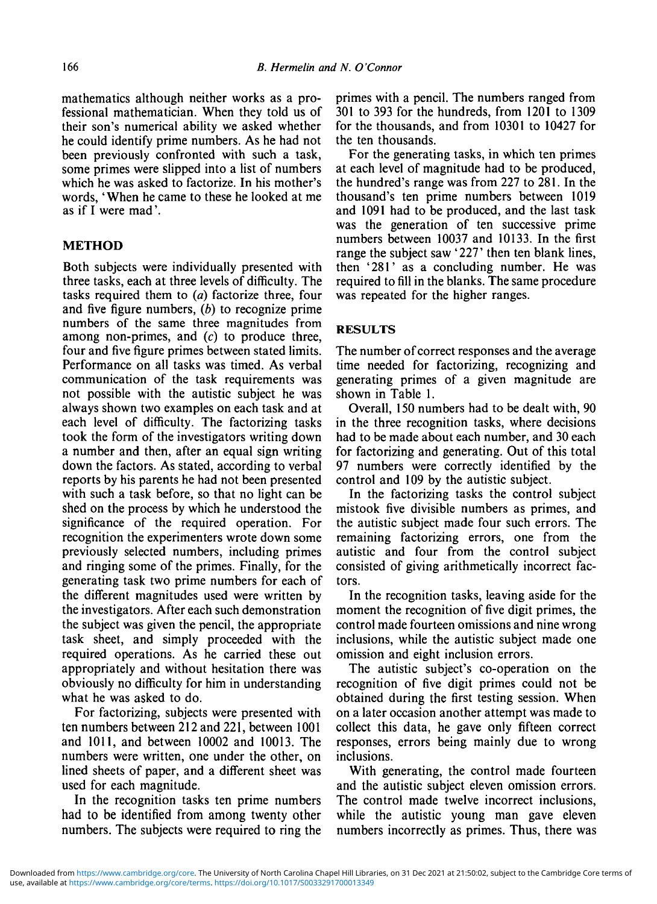mathematics although neither works as a professional mathematician. When they told us of their son's numerical ability we asked whether he could identify prime numbers. As he had not been previously confronted with such a task, some primes were slipped into a list of numbers which he was asked to factorize. In his mother's words, 'When he came to these he looked at me as if I were mad'.

## METHOD

Both subjects were individually presented with three tasks, each at three levels of difficulty. The tasks required them to (*a*) factorize three, four and five figure numbers, (*b*) to recognize prime numbers of the same three magnitudes from among non-primes, and (*c*) to produce three, four and five figure primes between stated limits. Performance on all tasks was timed. As verbal communication of the task requirements was not possible with the autistic subject he was always shown two examples on each task and at each level of difficulty. The factorizing tasks took the form of the investigators writing down a number and then, after an equal sign writing down the factors. As stated, according to verbal reports by his parents he had not been presented with such a task before, so that no light can be shed on the process by which he understood the significance of the required operation. For recognition the experimenters wrote down some previously selected numbers, including primes and ringing some of the primes. Finally, for the generating task two prime numbers for each of the different magnitudes used were written by the investigators. After each such demonstration the subject was given the pencil, the appropriate task sheet, and simply proceeded with the required operations. As he carried these out appropriately and without hesitation there was obviously no difficulty for him in understanding what he was asked to do.

For factorizing, subjects were presented with ten numbers between 212 and 221, between 1001 and 1011, and between 10002 and 10013. The numbers were written, one under the other, on lined sheets of paper, and a different sheet was used for each magnitude.

In the recognition tasks ten prime numbers had to be identified from among twenty other numbers. The subjects were required to ring the primes with a pencil. The numbers ranged from 301 to 393 for the hundreds, from 1201 to 1309 for the thousands, and from 10301 to 10427 for the ten thousands.

For the generating tasks, in which ten primes at each level of magnitude had to be produced, the hundred's range was from 227 to 281. In the thousand's ten prime numbers between 1019 and 1091 had to be produced, and the last task was the generation of ten successive prime numbers between 10037 and 10133. In the first range the subject saw '227' then ten blank lines, then '281' as a concluding number. He was required to fill in the blanks. The same procedure was repeated for the higher ranges.

## RESULTS

The number of correct responses and the average time needed for factorizing, recognizing and generating primes of a given magnitude are shown in Table 1.

Overall, 150 numbers had to be dealt with, 90 in the three recognition tasks, where decisions had to be made about each number, and 30 each for factorizing and generating. Out of this total 97 numbers were correctly identified by the control and 109 by the autistic subject.

In the factorizing tasks the control subject mistook five divisible numbers as primes, and the autistic subject made four such errors. The remaining factorizing errors, one from the autistic and four from the control subject consisted of giving arithmetically incorrect factors.

In the recognition tasks, leaving aside for the moment the recognition of five digit primes, the control made fourteen omissions and nine wrong inclusions, while the autistic subject made one omission and eight inclusion errors.

The autistic subject's co-operation on the recognition of five digit primes could not be obtained during the first testing session. When on a later occasion another attempt was made to collect this data, he gave only fifteen correct responses, errors being mainly due to wrong inclusions.

With generating, the control made fourteen and the autistic subject eleven omission errors. The control made twelve incorrect inclusions, while the autistic young man gave eleven numbers incorrectly as primes. Thus, there was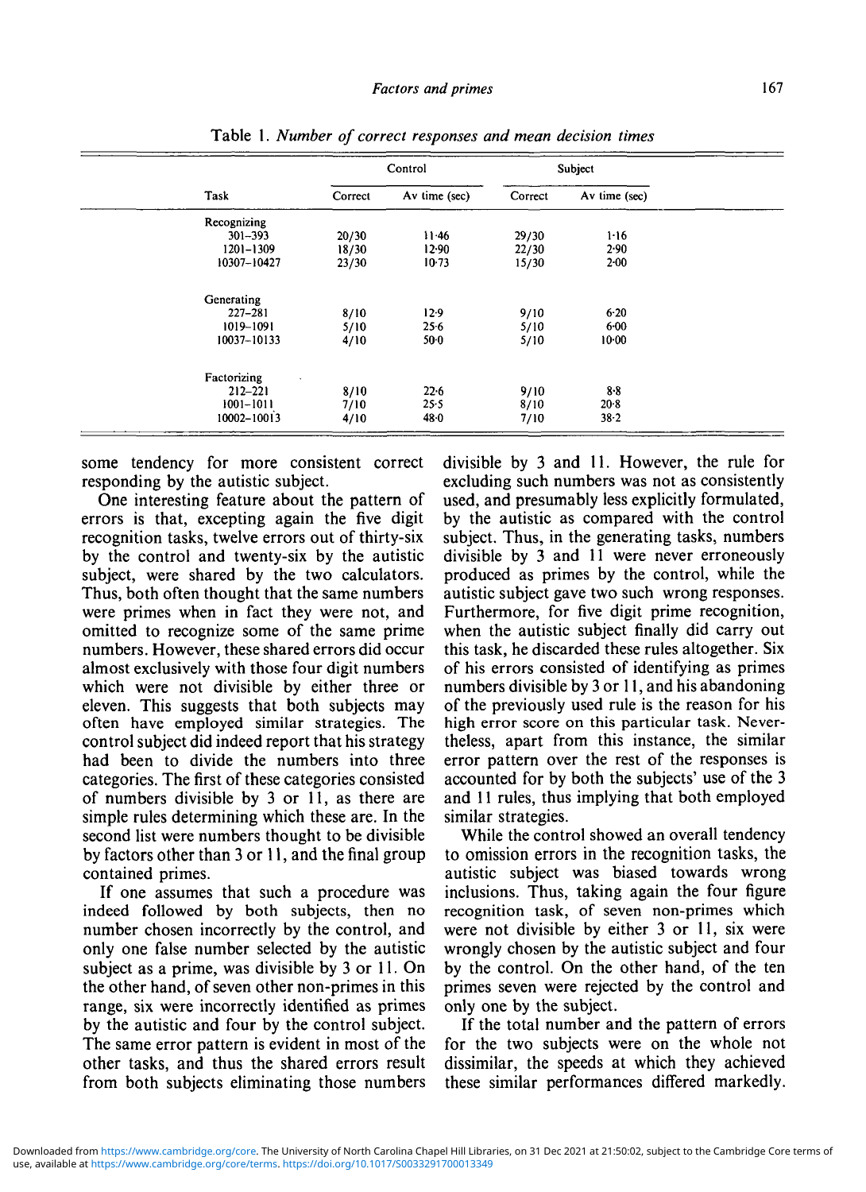Table 1. *Number of correct responses and mean decision times*

| Task | Control | | Subject | |
|---|---|---|---|---|
| | Correct | Av time (sec) | Correct | Av time (sec) |
| Recognizing | | | | |
| 301–393 | 20/30 | 11·46 | 29/30 | 1·16 |
| 1201–1309 | 18/30 | 12·90 | 22/30 | 2·90 |
| 10307–10427 | 23/30 | 10·73 | 15/30 | 2·00 |
| Generating | | | | |
| 227–281 | 8/10 | 12·9 | 9/10 | 6·20 |
| 1019–1091 | 5/10 | 25·6 | 5/10 | 6·00 |
| 10037–10133 | 4/10 | 50·0 | 5/10 | 10·00 |
| Factorizing | | | | |
| 212–221 | 8/10 | 22·6 | 9/10 | 8·8 |
| 1001–1011 | 7/10 | 25·5 | 8/10 | 20·8 |
| 10002–10013 | 4/10 | 48·0 | 7/10 | 38·2 |

some tendency for more consistent correct responding by the autistic subject.

One interesting feature about the pattern of errors is that, excepting again the five digit recognition tasks, twelve errors out of thirty-six by the control and twenty-six by the autistic subject, were shared by the two calculators. Thus, both often thought that the same numbers were primes when in fact they were not, and omitted to recognize some of the same prime numbers. However, these shared errors did occur almost exclusively with those four digit numbers which were not divisible by either three or eleven. This suggests that both subjects may often have employed similar strategies. The control subject did indeed report that his strategy had been to divide the numbers into three categories. The first of these categories consisted of numbers divisible by 3 or 11, as there are simple rules determining which these are. In the second list were numbers thought to be divisible by factors other than 3 or 11, and the final group contained primes.

If one assumes that such a procedure was indeed followed by both subjects, then no number chosen incorrectly by the control, and only one false number selected by the autistic subject as a prime, was divisible by 3 or 11. On the other hand, of seven other non-primes in this range, six were incorrectly identified as primes by the autistic and four by the control subject. The same error pattern is evident in most of the other tasks, and thus the shared errors result from both subjects eliminating those numbers divisible by 3 and 11. However, the rule for excluding such numbers was not as consistently used, and presumably less explicitly formulated, by the autistic as compared with the control subject. Thus, in the generating tasks, numbers divisible by 3 and 11 were never erroneously produced as primes by the control, while the autistic subject gave two such wrong responses. Furthermore, for five digit prime recognition, when the autistic subject finally did carry out this task, he discarded these rules altogether. Six of his errors consisted of identifying as primes numbers divisible by 3 or 11, and his abandoning of the previously used rule is the reason for his high error score on this particular task. Nevertheless, apart from this instance, the similar error pattern over the rest of the responses is accounted for by both the subjects' use of the 3 and 11 rules, thus implying that both employed similar strategies.

While the control showed an overall tendency to omission errors in the recognition tasks, the autistic subject was biased towards wrong inclusions. Thus, taking again the four figure recognition task, of seven non-primes which were not divisible by either 3 or 11, six were wrongly chosen by the autistic subject and four by the control. On the other hand, of the ten primes seven were rejected by the control and only one by the subject.

If the total number and the pattern of errors for the two subjects were on the whole not dissimilar, the speeds at which they achieved these similar performances differed markedly.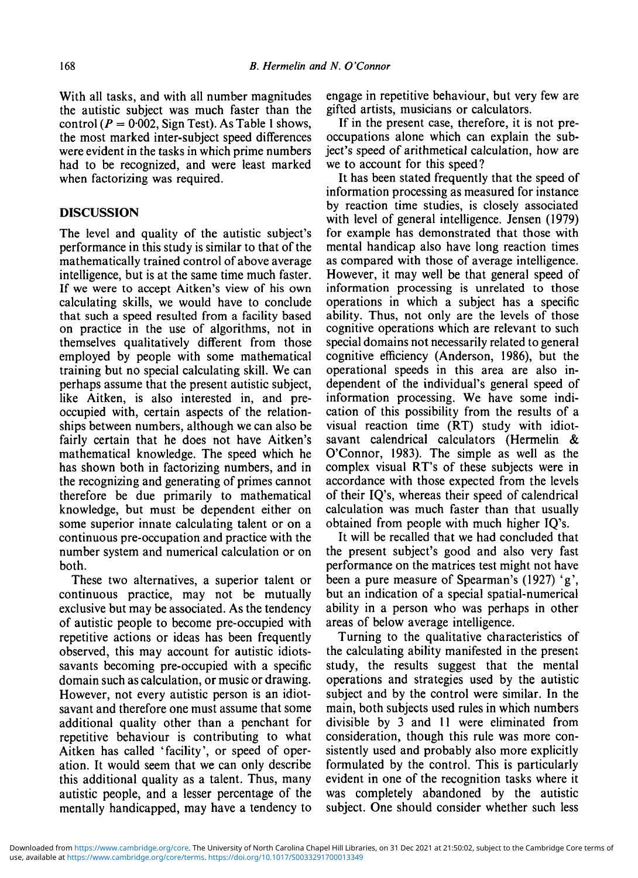With all tasks, and with all number magnitudes the autistic subject was much faster than the control ($P = 0.002$, Sign Test). As Table 1 shows, the most marked inter-subject speed differences were evident in the tasks in which prime numbers had to be recognized, and were least marked when factorizing was required.

## DISCUSSION

The level and quality of the autistic subject's performance in this study is similar to that of the mathematically trained control of above average intelligence, but is at the same time much faster. If we were to accept Aitken's view of his own calculating skills, we would have to conclude that such a speed resulted from a facility based on practice in the use of algorithms, not in themselves qualitatively different from those employed by people with some mathematical training but no special calculating skill. We can perhaps assume that the present autistic subject, like Aitken, is also interested in, and preoccupied with, certain aspects of the relationships between numbers, although we can also be fairly certain that he does not have Aitken's mathematical knowledge. The speed which he has shown both in factorizing numbers, and in the recognizing and generating of primes cannot therefore be due primarily to mathematical knowledge, but must be dependent either on some superior innate calculating talent or on a continuous pre-occupation and practice with the number system and numerical calculation or on both.

These two alternatives, a superior talent or continuous practice, may not be mutually exclusive but may be associated. As the tendency of autistic people to become pre-occupied with repetitive actions or ideas has been frequently observed, this may account for autistic idiots-savants becoming pre-occupied with a specific domain such as calculation, or music or drawing. However, not every autistic person is an idiot-savant and therefore one must assume that some additional quality other than a penchant for repetitive behaviour is contributing to what Aitken has called 'facility', or speed of operation. It would seem that we can only describe this additional quality as a talent. Thus, many autistic people, and a lesser percentage of the mentally handicapped, may have a tendency to engage in repetitive behaviour, but very few are gifted artists, musicians or calculators.

If in the present case, therefore, it is not pre-occupations alone which can explain the subject's speed of arithmetical calculation, how are we to account for this speed?

It has been stated frequently that the speed of information processing as measured for instance by reaction time studies, is closely associated with level of general intelligence. Jensen (1979) for example has demonstrated that those with mental handicap also have long reaction times as compared with those of average intelligence. However, it may well be that general speed of information processing is unrelated to those operations in which a subject has a specific ability. Thus, not only are the levels of those cognitive operations which are relevant to such special domains not necessarily related to general cognitive efficiency (Anderson, 1986), but the operational speeds in this area are also independent of the individual's general speed of information processing. We have some indication of this possibility from the results of a visual reaction time (RT) study with idiot-savant calendrical calculators (Hermelin & O'Connor, 1983). The simple as well as the complex visual RT's of these subjects were in accordance with those expected from the levels of their IQ's, whereas their speed of calendrical calculation was much faster than that usually obtained from people with much higher IQ's.

It will be recalled that we had concluded that the present subject's good and also very fast performance on the matrices test might not have been a pure measure of Spearman's (1927) 'g', but an indication of a special spatial-numerical ability in a person who was perhaps in other areas of below average intelligence.

Turning to the qualitative characteristics of the calculating ability manifested in the present study, the results suggest that the mental operations and strategies used by the autistic subject and by the control were similar. In the main, both subjects used rules in which numbers divisible by 3 and 11 were eliminated from consideration, though this rule was more consistently used and probably also more explicitly formulated by the control. This is particularly evident in one of the recognition tasks where it was completely abandoned by the autistic subject. One should consider whether such less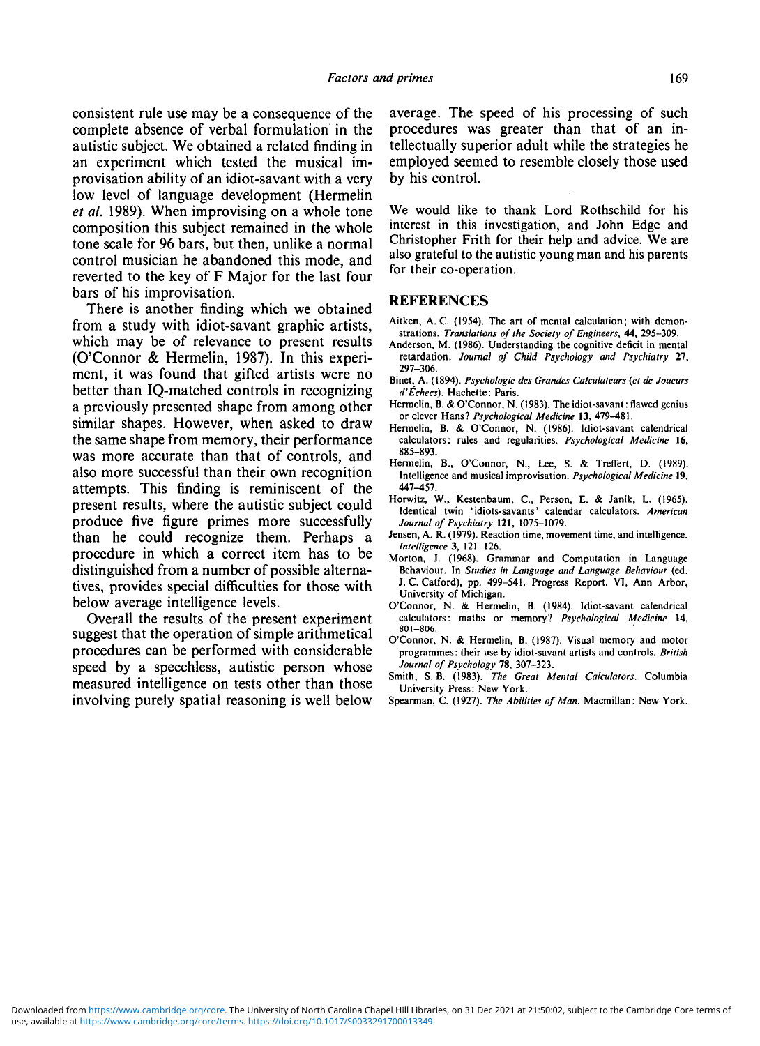consistent rule use may be a consequence of the complete absence of verbal formulation in the autistic subject. We obtained a related finding in an experiment which tested the musical improvisation ability of an idiot-savant with a very low level of language development (Hermelin *et al.* 1989). When improvising on a whole tone composition this subject remained in the whole tone scale for 96 bars, but then, unlike a normal control musician he abandoned this mode, and reverted to the key of F Major for the last four bars of his improvisation.

There is another finding which we obtained from a study with idiot-savant graphic artists, which may be of relevance to present results (O'Connor & Hermelin, 1987). In this experiment, it was found that gifted artists were no better than IQ-matched controls in recognizing a previously presented shape from among other similar shapes. However, when asked to draw the same shape from memory, their performance was more accurate than that of controls, and also more successful than their own recognition attempts. This finding is reminiscent of the present results, where the autistic subject could produce five figure primes more successfully than he could recognize them. Perhaps a procedure in which a correct item has to be distinguished from a number of possible alternatives, provides special difficulties for those with below average intelligence levels.

Overall the results of the present experiment suggest that the operation of simple arithmetical procedures can be performed with considerable speed by a speechless, autistic person whose measured intelligence on tests other than those involving purely spatial reasoning is well below average. The speed of his processing of such procedures was greater than that of an intellectually superior adult while the strategies he employed seemed to resemble closely those used by his control.

We would like to thank Lord Rothschild for his interest in this investigation, and John Edge and Christopher Frith for their help and advice. We are also grateful to the autistic young man and his parents for their co-operation.

## REFERENCES

Aitken, A. C. (1954). The art of mental calculation; with demonstrations. *Translations of the Society of Engineers*, **44**, 295–309.

Anderson, M. (1986). Understanding the cognitive deficit in mental retardation. *Journal of Child Psychology and Psychiatry* **27**, 297–306.

Binet, A. (1894). *Psychologie des Grandes Calculateurs (et de Joueurs d'Échecs)*. Hachette: Paris.

Hermelin, B. & O'Connor, N. (1983). The idiot-savant: flawed genius or clever Hans? *Psychological Medicine* **13**, 479–481.

Hermelin, B. & O'Connor, N. (1986). Idiot-savant calendrical calculators: rules and regularities. *Psychological Medicine* **16**, 885–893.

Hermelin, B., O'Connor, N., Lee, S. & Treffert, D. (1989). Intelligence and musical improvisation. *Psychological Medicine* **19**, 447–457.

Horwitz, W., Kestenbaum, C., Person, E. & Janik, L. (1965). Identical twin 'idiots-savants' calendar calculators. *American Journal of Psychiatry* **121**, 1075–1079.

Jensen, A. R. (1979). Reaction time, movement time, and intelligence. *Intelligence* **3**, 121–126.

Morton, J. (1968). Grammar and Computation in Language Behaviour. In *Studies in Language and Language Behaviour* (ed. J. C. Catford), pp. 499–541. Progress Report. VI, Ann Arbor, University of Michigan.

O'Connor, N. & Hermelin, B. (1984). Idiot-savant calendrical calculators: maths or memory? *Psychological Medicine* **14**, 801–806.

O'Connor, N. & Hermelin, B. (1987). Visual memory and motor programmes: their use by idiot-savant artists and controls. *British Journal of Psychology* **78**, 307–323.

Smith, S. B. (1983). *The Great Mental Calculators*. Columbia University Press: New York.

Spearman, C. (1927). *The Abilities of Man*. Macmillan: New York.